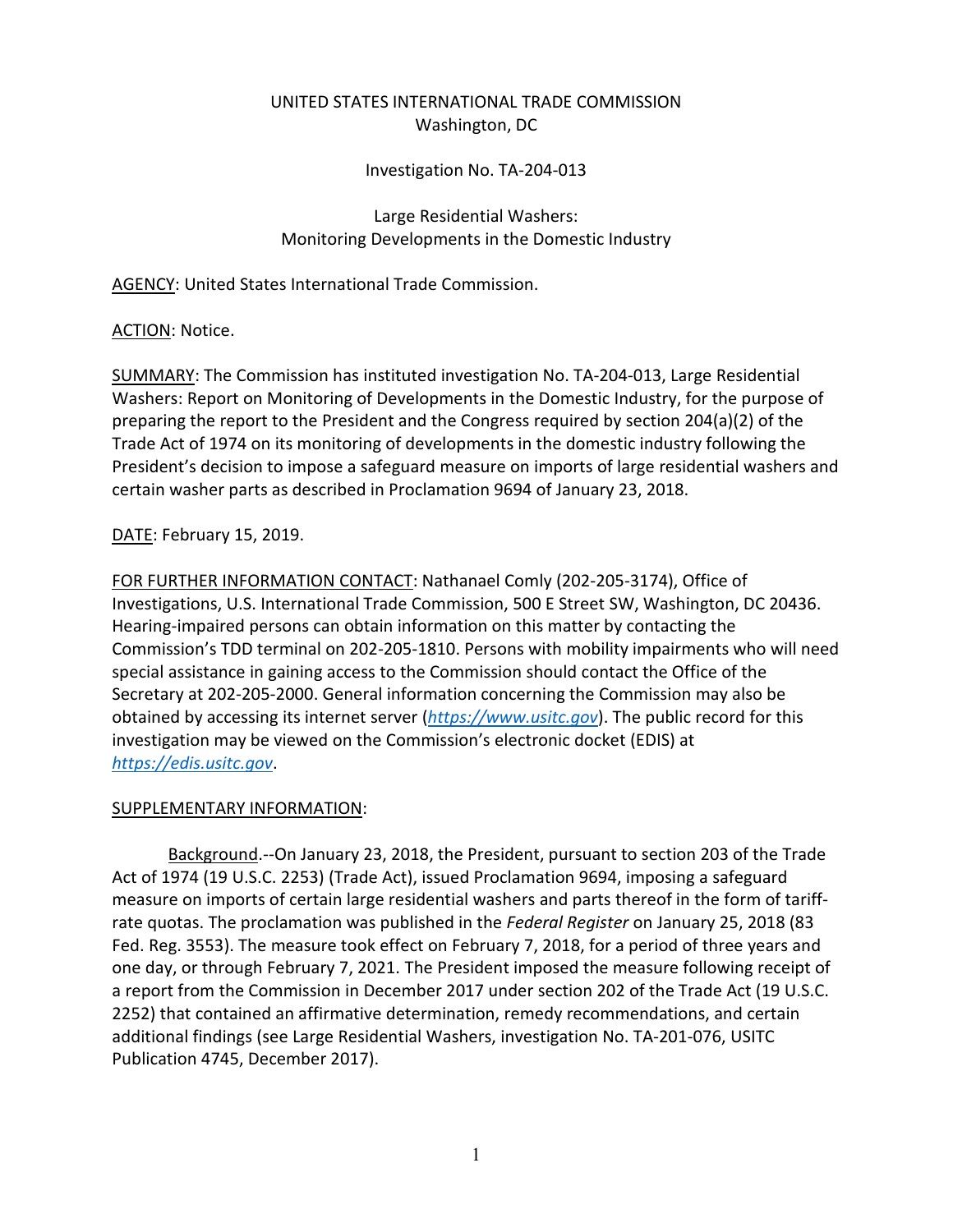UNITED STATES INTERNATIONAL TRADE COMMISSION
Washington, DC

Investigation No. TA-204-013

Large Residential Washers:
Monitoring Developments in the Domestic Industry

AGENCY: United States International Trade Commission.

ACTION: Notice.

SUMMARY: The Commission has instituted investigation No. TA-204-013, Large Residential Washers: Report on Monitoring of Developments in the Domestic Industry, for the purpose of preparing the report to the President and the Congress required by section 204(a)(2) of the Trade Act of 1974 on its monitoring of developments in the domestic industry following the President's decision to impose a safeguard measure on imports of large residential washers and certain washer parts as described in Proclamation 9694 of January 23, 2018.

DATE: February 15, 2019.

FOR FURTHER INFORMATION CONTACT: Nathanael Comly (202-205-3174), Office of Investigations, U.S. International Trade Commission, 500 E Street SW, Washington, DC 20436. Hearing-impaired persons can obtain information on this matter by contacting the Commission's TDD terminal on 202-205-1810. Persons with mobility impairments who will need special assistance in gaining access to the Commission should contact the Office of the Secretary at 202-205-2000. General information concerning the Commission may also be obtained by accessing its internet server (*https://www.usitc.gov*). The public record for this investigation may be viewed on the Commission's electronic docket (EDIS) at *https://edis.usitc.gov*.

SUPPLEMENTARY INFORMATION:

Background.--On January 23, 2018, the President, pursuant to section 203 of the Trade Act of 1974 (19 U.S.C. 2253) (Trade Act), issued Proclamation 9694, imposing a safeguard measure on imports of certain large residential washers and parts thereof in the form of tariff-rate quotas. The proclamation was published in the *Federal Register* on January 25, 2018 (83 Fed. Reg. 3553). The measure took effect on February 7, 2018, for a period of three years and one day, or through February 7, 2021. The President imposed the measure following receipt of a report from the Commission in December 2017 under section 202 of the Trade Act (19 U.S.C. 2252) that contained an affirmative determination, remedy recommendations, and certain additional findings (see Large Residential Washers, investigation No. TA-201-076, USITC Publication 4745, December 2017).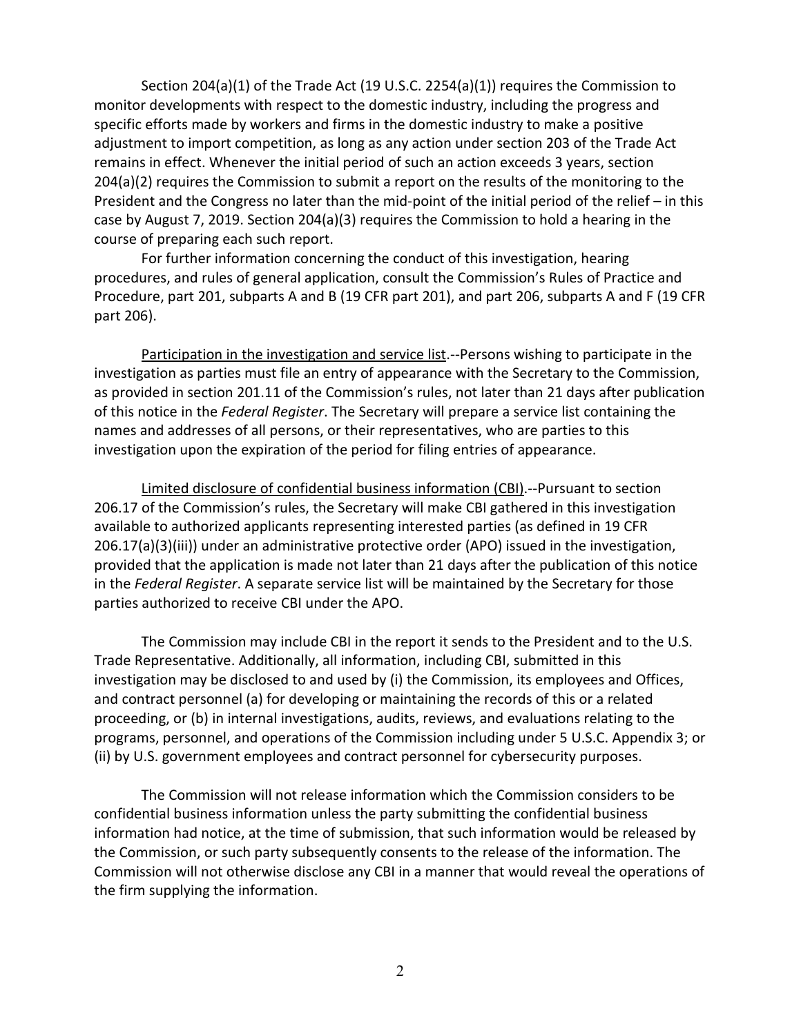Section 204(a)(1) of the Trade Act (19 U.S.C. 2254(a)(1)) requires the Commission to monitor developments with respect to the domestic industry, including the progress and specific efforts made by workers and firms in the domestic industry to make a positive adjustment to import competition, as long as any action under section 203 of the Trade Act remains in effect. Whenever the initial period of such an action exceeds 3 years, section 204(a)(2) requires the Commission to submit a report on the results of the monitoring to the President and the Congress no later than the mid-point of the initial period of the relief – in this case by August 7, 2019. Section 204(a)(3) requires the Commission to hold a hearing in the course of preparing each such report.

For further information concerning the conduct of this investigation, hearing procedures, and rules of general application, consult the Commission's Rules of Practice and Procedure, part 201, subparts A and B (19 CFR part 201), and part 206, subparts A and F (19 CFR part 206).

Participation in the investigation and service list.--Persons wishing to participate in the investigation as parties must file an entry of appearance with the Secretary to the Commission, as provided in section 201.11 of the Commission's rules, not later than 21 days after publication of this notice in the *Federal Register*. The Secretary will prepare a service list containing the names and addresses of all persons, or their representatives, who are parties to this investigation upon the expiration of the period for filing entries of appearance.

Limited disclosure of confidential business information (CBI).--Pursuant to section 206.17 of the Commission's rules, the Secretary will make CBI gathered in this investigation available to authorized applicants representing interested parties (as defined in 19 CFR 206.17(a)(3)(iii)) under an administrative protective order (APO) issued in the investigation, provided that the application is made not later than 21 days after the publication of this notice in the *Federal Register*. A separate service list will be maintained by the Secretary for those parties authorized to receive CBI under the APO.

The Commission may include CBI in the report it sends to the President and to the U.S. Trade Representative. Additionally, all information, including CBI, submitted in this investigation may be disclosed to and used by (i) the Commission, its employees and Offices, and contract personnel (a) for developing or maintaining the records of this or a related proceeding, or (b) in internal investigations, audits, reviews, and evaluations relating to the programs, personnel, and operations of the Commission including under 5 U.S.C. Appendix 3; or (ii) by U.S. government employees and contract personnel for cybersecurity purposes.

The Commission will not release information which the Commission considers to be confidential business information unless the party submitting the confidential business information had notice, at the time of submission, that such information would be released by the Commission, or such party subsequently consents to the release of the information. The Commission will not otherwise disclose any CBI in a manner that would reveal the operations of the firm supplying the information.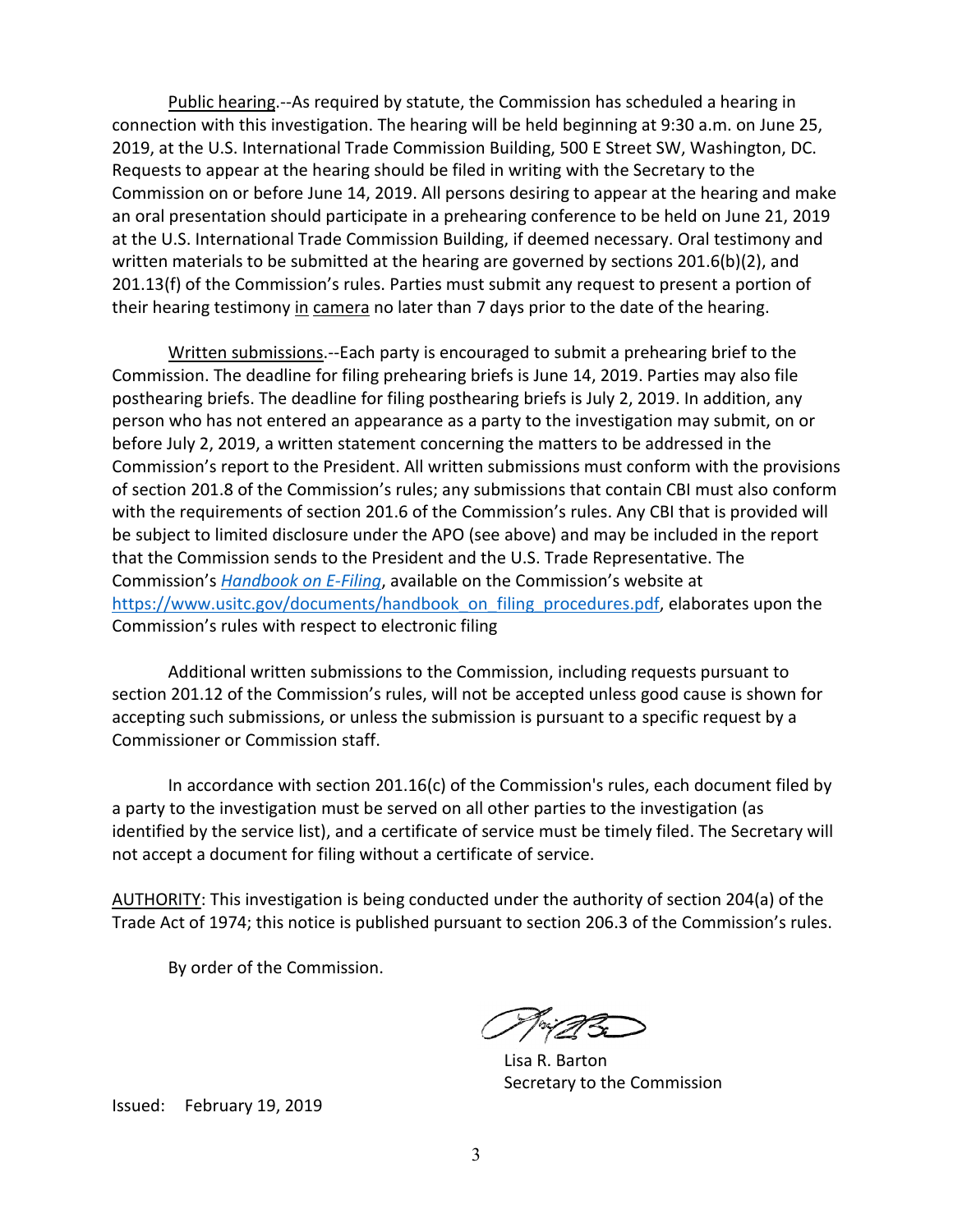Public hearing.--As required by statute, the Commission has scheduled a hearing in connection with this investigation. The hearing will be held beginning at 9:30 a.m. on June 25, 2019, at the U.S. International Trade Commission Building, 500 E Street SW, Washington, DC. Requests to appear at the hearing should be filed in writing with the Secretary to the Commission on or before June 14, 2019. All persons desiring to appear at the hearing and make an oral presentation should participate in a prehearing conference to be held on June 21, 2019 at the U.S. International Trade Commission Building, if deemed necessary. Oral testimony and written materials to be submitted at the hearing are governed by sections 201.6(b)(2), and 201.13(f) of the Commission's rules. Parties must submit any request to present a portion of their hearing testimony in camera no later than 7 days prior to the date of the hearing.

Written submissions.--Each party is encouraged to submit a prehearing brief to the Commission. The deadline for filing prehearing briefs is June 14, 2019. Parties may also file posthearing briefs. The deadline for filing posthearing briefs is July 2, 2019. In addition, any person who has not entered an appearance as a party to the investigation may submit, on or before July 2, 2019, a written statement concerning the matters to be addressed in the Commission's report to the President. All written submissions must conform with the provisions of section 201.8 of the Commission's rules; any submissions that contain CBI must also conform with the requirements of section 201.6 of the Commission's rules. Any CBI that is provided will be subject to limited disclosure under the APO (see above) and may be included in the report that the Commission sends to the President and the U.S. Trade Representative. The Commission's *Handbook on E-Filing*, available on the Commission's website at https://www.usitc.gov/documents/handbook_on_filing_procedures.pdf, elaborates upon the Commission's rules with respect to electronic filing

Additional written submissions to the Commission, including requests pursuant to section 201.12 of the Commission's rules, will not be accepted unless good cause is shown for accepting such submissions, or unless the submission is pursuant to a specific request by a Commissioner or Commission staff.

In accordance with section 201.16(c) of the Commission's rules, each document filed by a party to the investigation must be served on all other parties to the investigation (as identified by the service list), and a certificate of service must be timely filed. The Secretary will not accept a document for filing without a certificate of service.

AUTHORITY: This investigation is being conducted under the authority of section 204(a) of the Trade Act of 1974; this notice is published pursuant to section 206.3 of the Commission's rules.

By order of the Commission.

Lisa R. Barton
Secretary to the Commission

Issued: February 19, 2019